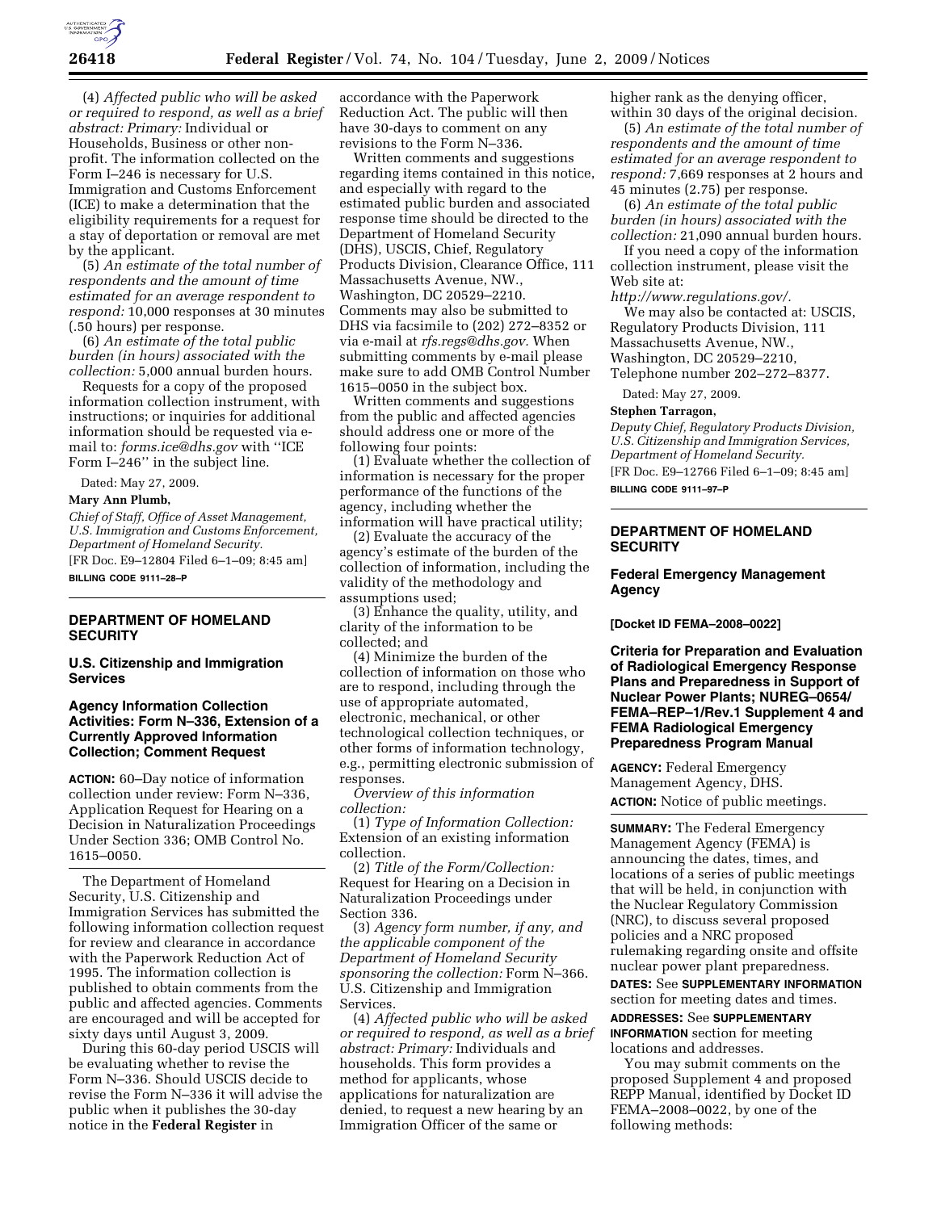(4) *Affected public who will be asked or required to respond, as well as a brief abstract: Primary:* Individual or Households, Business or other non-profit. The information collected on the Form I–246 is necessary for U.S. Immigration and Customs Enforcement (ICE) to make a determination that the eligibility requirements for a request for a stay of deportation or removal are met by the applicant.

(5) *An estimate of the total number of respondents and the amount of time estimated for an average respondent to respond:* 10,000 responses at 30 minutes (.50 hours) per response.

(6) *An estimate of the total public burden (in hours) associated with the collection:* 5,000 annual burden hours.

Requests for a copy of the proposed information collection instrument, with instructions; or inquiries for additional information should be requested via e-mail to: *forms.ice@dhs.gov* with ''ICE Form I–246'' in the subject line.

Dated: May 27, 2009.

**Mary Ann Plumb,**

*Chief of Staff, Office of Asset Management, U.S. Immigration and Customs Enforcement, Department of Homeland Security.*

[FR Doc. E9–12804 Filed 6–1–09; 8:45 am]

**BILLING CODE 9111–28–P**

## DEPARTMENT OF HOMELAND SECURITY

### U.S. Citizenship and Immigration Services

### Agency Information Collection Activities: Form N–336, Extension of a Currently Approved Information Collection; Comment Request

**ACTION:** 60–Day notice of information collection under review: Form N–336, Application Request for Hearing on a Decision in Naturalization Proceedings Under Section 336; OMB Control No. 1615–0050.

The Department of Homeland Security, U.S. Citizenship and Immigration Services has submitted the following information collection request for review and clearance in accordance with the Paperwork Reduction Act of 1995. The information collection is published to obtain comments from the public and affected agencies. Comments are encouraged and will be accepted for sixty days until August 3, 2009.

During this 60-day period USCIS will be evaluating whether to revise the Form N–336. Should USCIS decide to revise the Form N–336 it will advise the public when it publishes the 30-day notice in the **Federal Register** in accordance with the Paperwork Reduction Act. The public will then have 30-days to comment on any revisions to the Form N–336.

Written comments and suggestions regarding items contained in this notice, and especially with regard to the estimated public burden and associated response time should be directed to the Department of Homeland Security (DHS), USCIS, Chief, Regulatory Products Division, Clearance Office, 111 Massachusetts Avenue, NW., Washington, DC 20529–2210. Comments may also be submitted to DHS via facsimile to (202) 272–8352 or via e-mail at *rfs.regs@dhs.gov.* When submitting comments by e-mail please make sure to add OMB Control Number 1615–0050 in the subject box.

Written comments and suggestions from the public and affected agencies should address one or more of the following four points:

(1) Evaluate whether the collection of information is necessary for the proper performance of the functions of the agency, including whether the information will have practical utility;

(2) Evaluate the accuracy of the agency's estimate of the burden of the collection of information, including the validity of the methodology and assumptions used;

(3) Enhance the quality, utility, and clarity of the information to be collected; and

(4) Minimize the burden of the collection of information on those who are to respond, including through the use of appropriate automated, electronic, mechanical, or other technological collection techniques, or other forms of information technology, e.g., permitting electronic submission of responses.

*Overview of this information collection:*

(1) *Type of Information Collection:* Extension of an existing information collection.

(2) *Title of the Form/Collection:* Request for Hearing on a Decision in Naturalization Proceedings under Section 336.

(3) *Agency form number, if any, and the applicable component of the Department of Homeland Security sponsoring the collection:* Form N–366. U.S. Citizenship and Immigration Services.

(4) *Affected public who will be asked or required to respond, as well as a brief abstract: Primary:* Individuals and households. This form provides a method for applicants, whose applications for naturalization are denied, to request a new hearing by an Immigration Officer of the same or higher rank as the denying officer, within 30 days of the original decision.

(5) *An estimate of the total number of respondents and the amount of time estimated for an average respondent to respond:* 7,669 responses at 2 hours and 45 minutes (2.75) per response.

(6) *An estimate of the total public burden (in hours) associated with the collection:* 21,090 annual burden hours.

If you need a copy of the information collection instrument, please visit the Web site at: *http://www.regulations.gov/.*

We may also be contacted at: USCIS, Regulatory Products Division, 111 Massachusetts Avenue, NW., Washington, DC 20529–2210, Telephone number 202–272–8377.

Dated: May 27, 2009.

**Stephen Tarragon,**

*Deputy Chief, Regulatory Products Division, U.S. Citizenship and Immigration Services, Department of Homeland Security.*

[FR Doc. E9–12766 Filed 6–1–09; 8:45 am]

**BILLING CODE 9111–97–P**

## DEPARTMENT OF HOMELAND SECURITY

### Federal Emergency Management Agency

**[Docket ID FEMA–2008–0022]**

### Criteria for Preparation and Evaluation of Radiological Emergency Response Plans and Preparedness in Support of Nuclear Power Plants; NUREG–0654/ FEMA–REP–1/Rev.1 Supplement 4 and FEMA Radiological Emergency Preparedness Program Manual

**AGENCY:** Federal Emergency Management Agency, DHS.

**ACTION:** Notice of public meetings.

**SUMMARY:** The Federal Emergency Management Agency (FEMA) is announcing the dates, times, and locations of a series of public meetings that will be held, in conjunction with the Nuclear Regulatory Commission (NRC), to discuss several proposed policies and a NRC proposed rulemaking regarding onsite and offsite nuclear power plant preparedness.

**DATES:** See **SUPPLEMENTARY INFORMATION** section for meeting dates and times.

**ADDRESSES:** See **SUPPLEMENTARY INFORMATION** section for meeting locations and addresses.

You may submit comments on the proposed Supplement 4 and proposed REPP Manual, identified by Docket ID FEMA–2008–0022, by one of the following methods: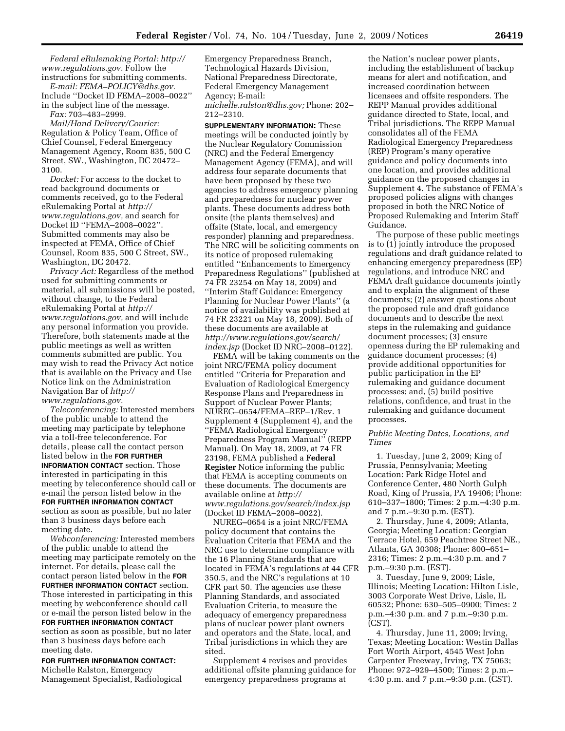*Federal eRulemaking Portal: http://www.regulations.gov.* Follow the instructions for submitting comments.

*E-mail: FEMA–POLICY@dhs.gov.* Include ''Docket ID FEMA–2008–0022'' in the subject line of the message.

*Fax:* 703–483–2999.

*Mail/Hand Delivery/Courier:* Regulation & Policy Team, Office of Chief Counsel, Federal Emergency Management Agency, Room 835, 500 C Street, SW., Washington, DC 20472–3100.

*Docket:* For access to the docket to read background documents or comments received, go to the Federal eRulemaking Portal at *http://www.regulations.gov,* and search for Docket ID ''FEMA–2008–0022''. Submitted comments may also be inspected at FEMA, Office of Chief Counsel, Room 835, 500 C Street, SW., Washington, DC 20472.

*Privacy Act:* Regardless of the method used for submitting comments or material, all submissions will be posted, without change, to the Federal eRulemaking Portal at *http://www.regulations.gov,* and will include any personal information you provide. Therefore, both statements made at the public meetings as well as written comments submitted are public. You may wish to read the Privacy Act notice that is available on the Privacy and Use Notice link on the Administration Navigation Bar of *http://www.regulations.gov.*

*Teleconferencing:* Interested members of the public unable to attend the meeting may participate by telephone via a toll-free teleconference. For details, please call the contact person listed below in the **FOR FURTHER INFORMATION CONTACT** section. Those interested in participating in this meeting by teleconference should call or e-mail the person listed below in the **FOR FURTHER INFORMATION CONTACT** section as soon as possible, but no later than 3 business days before each meeting date.

*Webconferencing:* Interested members of the public unable to attend the meeting may participate remotely on the internet. For details, please call the contact person listed below in the **FOR FURTHER INFORMATION CONTACT** section. Those interested in participating in this meeting by webconference should call or e-mail the person listed below in the **FOR FURTHER INFORMATION CONTACT** section as soon as possible, but no later than 3 business days before each meeting date.

**FOR FURTHER INFORMATION CONTACT:** Michelle Ralston, Emergency Management Specialist, Radiological Emergency Preparedness Branch, Technological Hazards Division, National Preparedness Directorate, Federal Emergency Management Agency; E-mail: *michelle.ralston@dhs.gov;* Phone: 202–212–2310.

**SUPPLEMENTARY INFORMATION:** These meetings will be conducted jointly by the Nuclear Regulatory Commission (NRC) and the Federal Emergency Management Agency (FEMA), and will address four separate documents that have been proposed by these two agencies to address emergency planning and preparedness for nuclear power plants. These documents address both onsite (the plants themselves) and offsite (State, local, and emergency responder) planning and preparedness. The NRC will be soliciting comments on its notice of proposed rulemaking entitled ''Enhancements to Emergency Preparedness Regulations'' (published at 74 FR 23254 on May 18, 2009) and ''Interim Staff Guidance: Emergency Planning for Nuclear Power Plants'' (a notice of availability was published at 74 FR 23221 on May 18, 2009). Both of these documents are available at *http://www.regulations.gov/search/index.jsp* (Docket ID NRC–2008–0122).

FEMA will be taking comments on the joint NRC/FEMA policy document entitled ''Criteria for Preparation and Evaluation of Radiological Emergency Response Plans and Preparedness in Support of Nuclear Power Plants; NUREG–0654/FEMA–REP–1/Rev. 1 Supplement 4 (Supplement 4), and the ''FEMA Radiological Emergency Preparedness Program Manual'' (REPP Manual). On May 18, 2009, at 74 FR 23198, FEMA published a **Federal Register** Notice informing the public that FEMA is accepting comments on these documents. The documents are available online at *http://www.regulations.gov/search/index.jsp* (Docket ID FEMA–2008–0022).

NUREG–0654 is a joint NRC/FEMA policy document that contains the Evaluation Criteria that FEMA and the NRC use to determine compliance with the 16 Planning Standards that are located in FEMA's regulations at 44 CFR 350.5, and the NRC's regulations at 10 CFR part 50. The agencies use these Planning Standards, and associated Evaluation Criteria, to measure the adequacy of emergency preparedness plans of nuclear power plant owners and operators and the State, local, and Tribal jurisdictions in which they are sited.

Supplement 4 revises and provides additional offsite planning guidance for emergency preparedness programs at the Nation's nuclear power plants, including the establishment of backup means for alert and notification, and increased coordination between licensees and offsite responders. The REPP Manual provides additional guidance directed to State, local, and Tribal jurisdictions. The REPP Manual consolidates all of the FEMA Radiological Emergency Preparedness (REP) Program's many operative guidance and policy documents into one location, and provides additional guidance on the proposed changes in Supplement 4. The substance of FEMA's proposed policies aligns with changes proposed in both the NRC Notice of Proposed Rulemaking and Interim Staff Guidance.

The purpose of these public meetings is to (1) jointly introduce the proposed regulations and draft guidance related to enhancing emergency preparedness (EP) regulations, and introduce NRC and FEMA draft guidance documents jointly and to explain the alignment of these documents; (2) answer questions about the proposed rule and draft guidance documents and to describe the next steps in the rulemaking and guidance document processes; (3) ensure openness during the EP rulemaking and guidance document processes; (4) provide additional opportunities for public participation in the EP rulemaking and guidance document processes; and, (5) build positive relations, confidence, and trust in the rulemaking and guidance document processes.

*Public Meeting Dates, Locations, and Times*

1. Tuesday, June 2, 2009; King of Prussia, Pennsylvania; Meeting Location: Park Ridge Hotel and Conference Center, 480 North Gulph Road, King of Prussia, PA 19406; Phone: 610–337–1800; Times: 2 p.m.–4:30 p.m. and 7 p.m.–9:30 p.m. (EST).

2. Thursday, June 4, 2009; Atlanta, Georgia; Meeting Location: Georgian Terrace Hotel, 659 Peachtree Street NE., Atlanta, GA 30308; Phone: 800–651–2316; Times: 2 p.m.–4:30 p.m. and 7 p.m.–9:30 p.m. (EST).

3. Tuesday, June 9, 2009; Lisle, Illinois; Meeting Location: Hilton Lisle, 3003 Corporate West Drive, Lisle, IL 60532; Phone: 630–505–0900; Times: 2 p.m.–4:30 p.m. and 7 p.m.–9:30 p.m. (CST).

4. Thursday, June 11, 2009; Irving, Texas; Meeting Location: Westin Dallas Fort Worth Airport, 4545 West John Carpenter Freeway, Irving, TX 75063; Phone: 972–929–4500; Times: 2 p.m.–4:30 p.m. and 7 p.m.–9:30 p.m. (CST).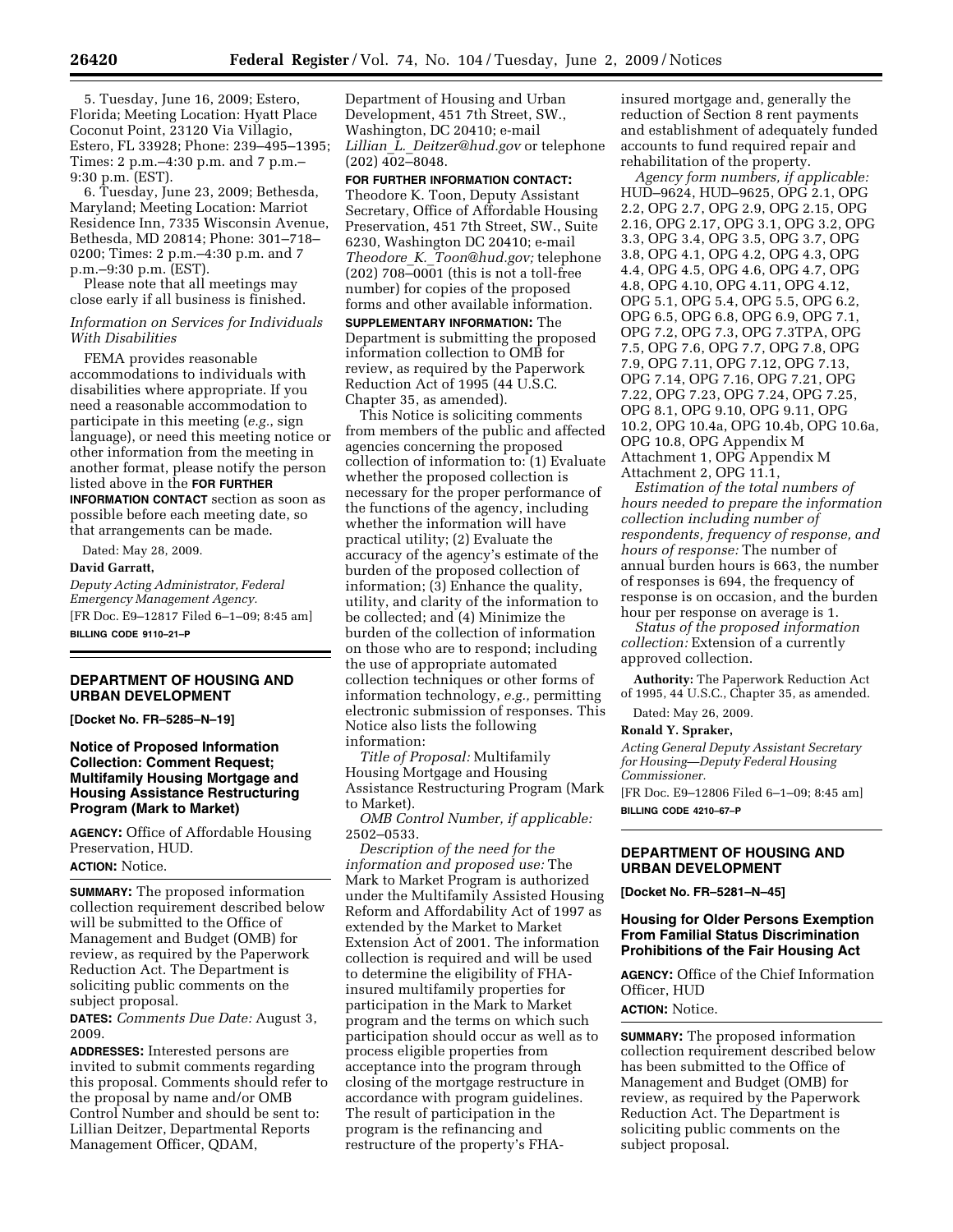5. Tuesday, June 16, 2009; Estero, Florida; Meeting Location: Hyatt Place Coconut Point, 23120 Via Villagio, Estero, FL 33928; Phone: 239–495–1395; Times: 2 p.m.–4:30 p.m. and 7 p.m.–9:30 p.m. (EST).

6. Tuesday, June 23, 2009; Bethesda, Maryland; Meeting Location: Marriot Residence Inn, 7335 Wisconsin Avenue, Bethesda, MD 20814; Phone: 301–718–0200; Times: 2 p.m.–4:30 p.m. and 7 p.m.–9:30 p.m. (EST).

Please note that all meetings may close early if all business is finished.

*Information on Services for Individuals With Disabilities*

FEMA provides reasonable accommodations to individuals with disabilities where appropriate. If you need a reasonable accommodation to participate in this meeting (*e.g.*, sign language), or need this meeting notice or other information from the meeting in another format, please notify the person listed above in the **FOR FURTHER INFORMATION CONTACT** section as soon as possible before each meeting date, so that arrangements can be made.

Dated: May 28, 2009.

**David Garratt,**

*Deputy Acting Administrator, Federal Emergency Management Agency.*

[FR Doc. E9–12817 Filed 6–1–09; 8:45 am]

**BILLING CODE 9110–21–P**

## DEPARTMENT OF HOUSING AND URBAN DEVELOPMENT

**[Docket No. FR–5285–N–19]**

### Notice of Proposed Information Collection: Comment Request; Multifamily Housing Mortgage and Housing Assistance Restructuring Program (Mark to Market)

**AGENCY:** Office of Affordable Housing Preservation, HUD.

**ACTION:** Notice.

**SUMMARY:** The proposed information collection requirement described below will be submitted to the Office of Management and Budget (OMB) for review, as required by the Paperwork Reduction Act. The Department is soliciting public comments on the subject proposal.

**DATES:** *Comments Due Date:* August 3, 2009.

**ADDRESSES:** Interested persons are invited to submit comments regarding this proposal. Comments should refer to the proposal by name and/or OMB Control Number and should be sent to: Lillian Deitzer, Departmental Reports Management Officer, QDAM, Department of Housing and Urban Development, 451 7th Street, SW., Washington, DC 20410; e-mail *Lillian_L._Deitzer@hud.gov* or telephone (202) 402–8048.

**FOR FURTHER INFORMATION CONTACT:** Theodore K. Toon, Deputy Assistant Secretary, Office of Affordable Housing Preservation, 451 7th Street, SW., Suite 6230, Washington DC 20410; e-mail *Theodore_K._Toon@hud.gov;* telephone (202) 708–0001 (this is not a toll-free number) for copies of the proposed forms and other available information.

**SUPPLEMENTARY INFORMATION:** The Department is submitting the proposed information collection to OMB for review, as required by the Paperwork Reduction Act of 1995 (44 U.S.C. Chapter 35, as amended).

This Notice is soliciting comments from members of the public and affected agencies concerning the proposed collection of information to: (1) Evaluate whether the proposed collection is necessary for the proper performance of the functions of the agency, including whether the information will have practical utility; (2) Evaluate the accuracy of the agency's estimate of the burden of the proposed collection of information; (3) Enhance the quality, utility, and clarity of the information to be collected; and (4) Minimize the burden of the collection of information on those who are to respond; including the use of appropriate automated collection techniques or other forms of information technology, *e.g.,* permitting electronic submission of responses. This Notice also lists the following information:

*Title of Proposal:* Multifamily Housing Mortgage and Housing Assistance Restructuring Program (Mark to Market).

*OMB Control Number, if applicable:* 2502–0533.

*Description of the need for the information and proposed use:* The Mark to Market Program is authorized under the Multifamily Assisted Housing Reform and Affordability Act of 1997 as extended by the Market to Market Extension Act of 2001. The information collection is required and will be used to determine the eligibility of FHA-insured multifamily properties for participation in the Mark to Market program and the terms on which such participation should occur as well as to process eligible properties from acceptance into the program through closing of the mortgage restructure in accordance with program guidelines. The result of participation in the program is the refinancing and restructure of the property's FHA-insured mortgage and, generally the reduction of Section 8 rent payments and establishment of adequately funded accounts to fund required repair and rehabilitation of the property.

*Agency form numbers, if applicable:* HUD–9624, HUD–9625, OPG 2.1, OPG 2.2, OPG 2.7, OPG 2.9, OPG 2.15, OPG 2.16, OPG 2.17, OPG 3.1, OPG 3.2, OPG 3.3, OPG 3.4, OPG 3.5, OPG 3.7, OPG 3.8, OPG 4.1, OPG 4.2, OPG 4.3, OPG 4.4, OPG 4.5, OPG 4.6, OPG 4.7, OPG 4.8, OPG 4.10, OPG 4.11, OPG 4.12, OPG 5.1, OPG 5.4, OPG 5.5, OPG 6.2, OPG 6.5, OPG 6.8, OPG 6.9, OPG 7.1, OPG 7.2, OPG 7.3, OPG 7.3TPA, OPG 7.5, OPG 7.6, OPG 7.7, OPG 7.8, OPG 7.9, OPG 7.11, OPG 7.12, OPG 7.13, OPG 7.14, OPG 7.16, OPG 7.21, OPG 7.22, OPG 7.23, OPG 7.24, OPG 7.25, OPG 8.1, OPG 9.10, OPG 9.11, OPG 10.2, OPG 10.4a, OPG 10.4b, OPG 10.6a, OPG 10.8, OPG Appendix M Attachment 1, OPG Appendix M Attachment 2, OPG 11.1,

*Estimation of the total numbers of hours needed to prepare the information collection including number of respondents, frequency of response, and hours of response:* The number of annual burden hours is 663, the number of responses is 694, the frequency of response is on occasion, and the burden hour per response on average is 1.

*Status of the proposed information collection:* Extension of a currently approved collection.

**Authority:** The Paperwork Reduction Act of 1995, 44 U.S.C., Chapter 35, as amended.

Dated: May 26, 2009.

**Ronald Y. Spraker,**

*Acting General Deputy Assistant Secretary for Housing—Deputy Federal Housing Commissioner.*

[FR Doc. E9–12806 Filed 6–1–09; 8:45 am]

**BILLING CODE 4210–67–P**

## DEPARTMENT OF HOUSING AND URBAN DEVELOPMENT

**[Docket No. FR–5281–N–45]**

### Housing for Older Persons Exemption From Familial Status Discrimination Prohibitions of the Fair Housing Act

**AGENCY:** Office of the Chief Information Officer, HUD

**ACTION:** Notice.

**SUMMARY:** The proposed information collection requirement described below has been submitted to the Office of Management and Budget (OMB) for review, as required by the Paperwork Reduction Act. The Department is soliciting public comments on the subject proposal.